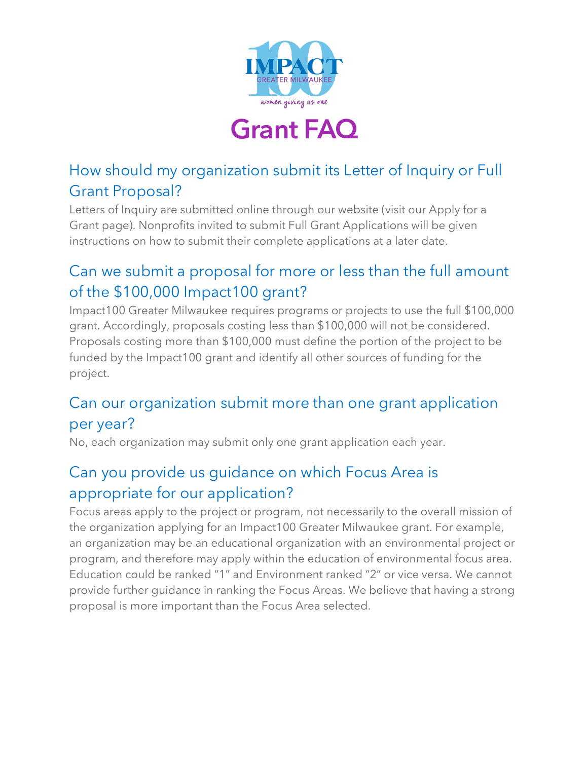IMPACT 100 GREATER MILWAUKEE

*women giving as one*

# Grant FAQ

## How should my organization submit its Letter of Inquiry or Full Grant Proposal?

Letters of Inquiry are submitted online through our website (visit our Apply for a Grant page). Nonprofits invited to submit Full Grant Applications will be given instructions on how to submit their complete applications at a later date.

## Can we submit a proposal for more or less than the full amount of the $100,000 Impact100 grant?

Impact100 Greater Milwaukee requires programs or projects to use the full $100,000 grant. Accordingly, proposals costing less than $100,000 will not be considered. Proposals costing more than $100,000 must define the portion of the project to be funded by the Impact100 grant and identify all other sources of funding for the project.

## Can our organization submit more than one grant application per year?

No, each organization may submit only one grant application each year.

## Can you provide us guidance on which Focus Area is appropriate for our application?

Focus areas apply to the project or program, not necessarily to the overall mission of the organization applying for an Impact100 Greater Milwaukee grant. For example, an organization may be an educational organization with an environmental project or program, and therefore may apply within the education of environmental focus area. Education could be ranked "1" and Environment ranked "2" or vice versa. We cannot provide further guidance in ranking the Focus Areas. We believe that having a strong proposal is more important than the Focus Area selected.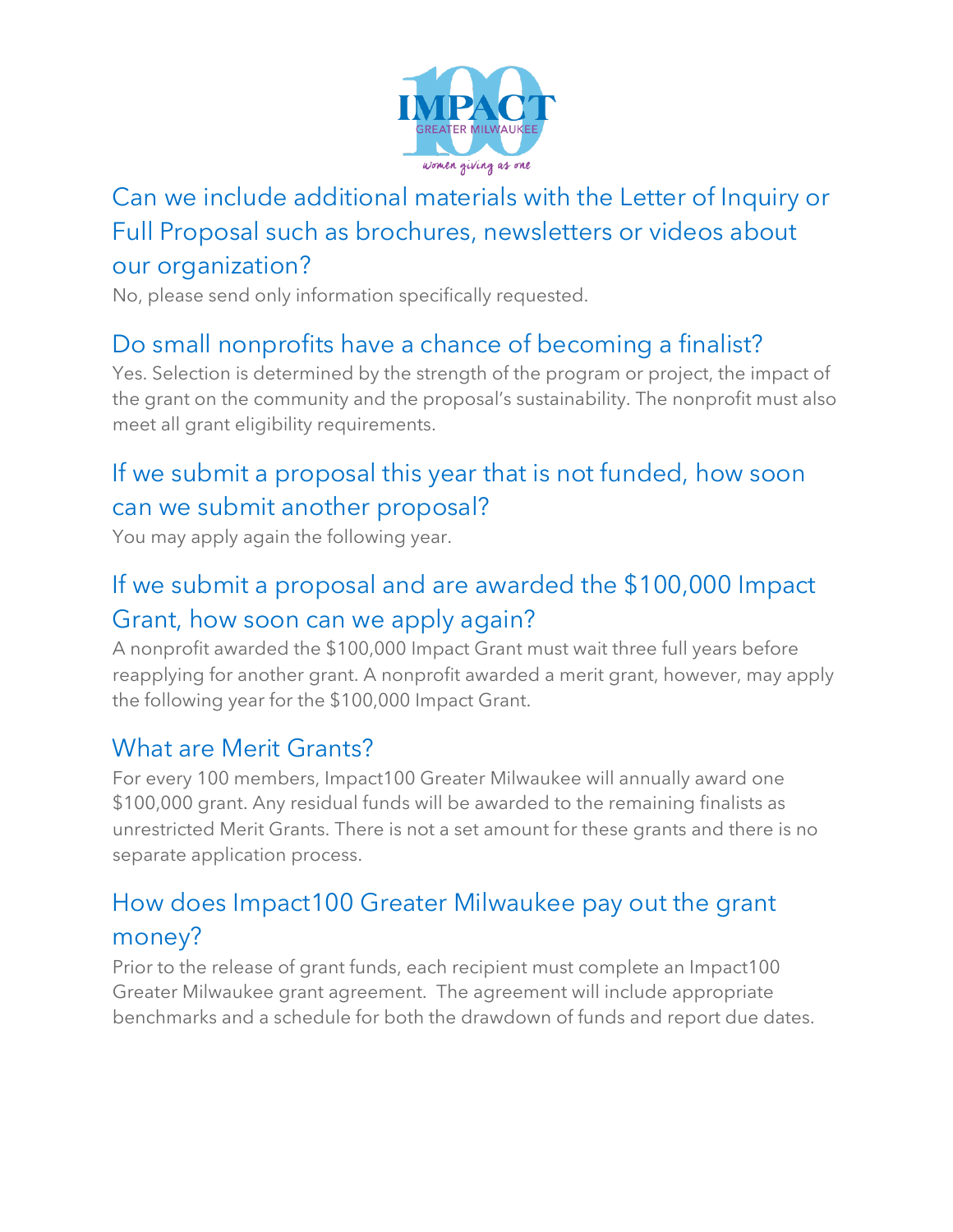## Can we include additional materials with the Letter of Inquiry or Full Proposal such as brochures, newsletters or videos about our organization?

No, please send only information specifically requested.

## Do small nonprofits have a chance of becoming a finalist?

Yes. Selection is determined by the strength of the program or project, the impact of the grant on the community and the proposal's sustainability. The nonprofit must also meet all grant eligibility requirements.

## If we submit a proposal this year that is not funded, how soon can we submit another proposal?

You may apply again the following year.

## If we submit a proposal and are awarded the $100,000 Impact Grant, how soon can we apply again?

A nonprofit awarded the $100,000 Impact Grant must wait three full years before reapplying for another grant. A nonprofit awarded a merit grant, however, may apply the following year for the $100,000 Impact Grant.

## What are Merit Grants?

For every 100 members, Impact100 Greater Milwaukee will annually award one $100,000 grant. Any residual funds will be awarded to the remaining finalists as unrestricted Merit Grants. There is not a set amount for these grants and there is no separate application process.

## How does Impact100 Greater Milwaukee pay out the grant money?

Prior to the release of grant funds, each recipient must complete an Impact100 Greater Milwaukee grant agreement. The agreement will include appropriate benchmarks and a schedule for both the drawdown of funds and report due dates.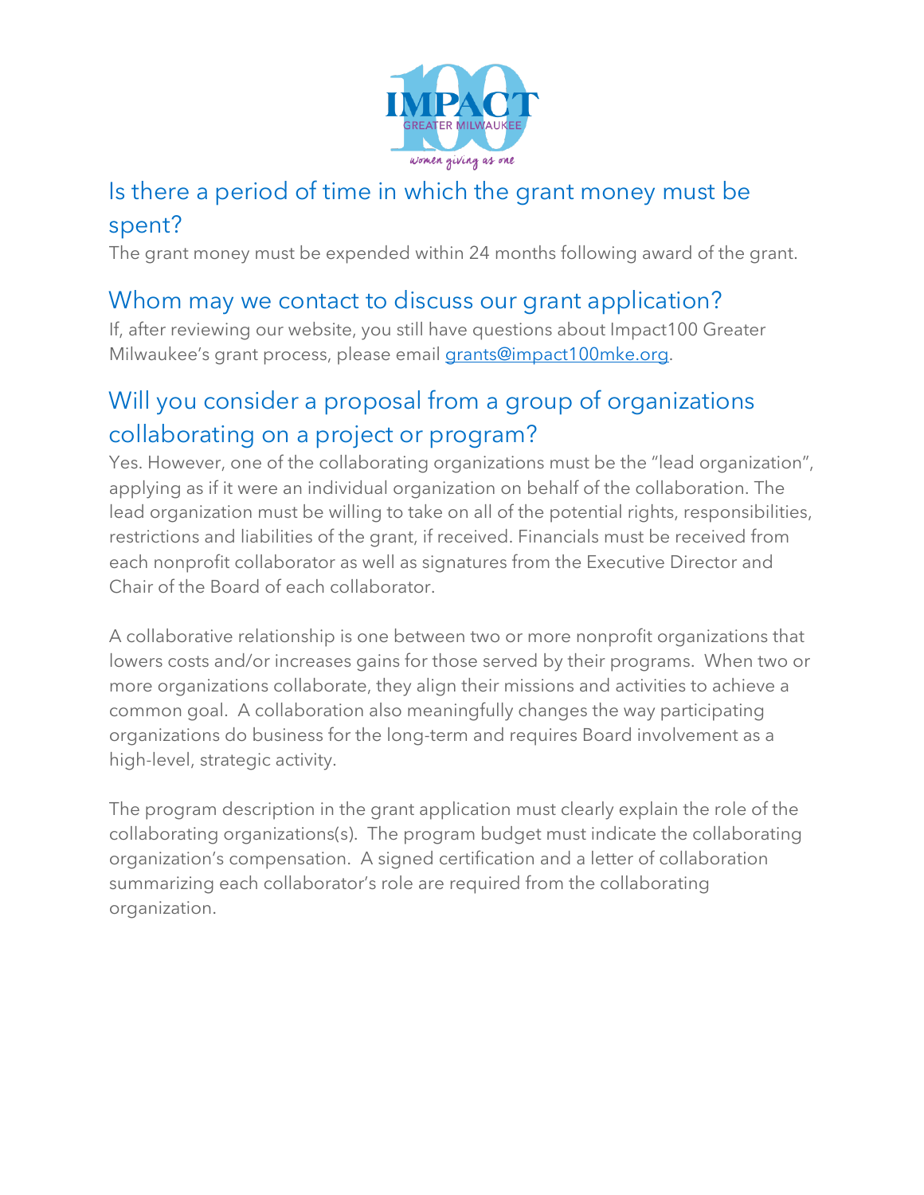## Is there a period of time in which the grant money must be spent?

The grant money must be expended within 24 months following award of the grant.

## Whom may we contact to discuss our grant application?

If, after reviewing our website, you still have questions about Impact100 Greater Milwaukee's grant process, please email [grants@impact100mke.org](mailto:grants@impact100mke.org).

## Will you consider a proposal from a group of organizations collaborating on a project or program?

Yes. However, one of the collaborating organizations must be the "lead organization", applying as if it were an individual organization on behalf of the collaboration. The lead organization must be willing to take on all of the potential rights, responsibilities, restrictions and liabilities of the grant, if received. Financials must be received from each nonprofit collaborator as well as signatures from the Executive Director and Chair of the Board of each collaborator.

A collaborative relationship is one between two or more nonprofit organizations that lowers costs and/or increases gains for those served by their programs. When two or more organizations collaborate, they align their missions and activities to achieve a common goal. A collaboration also meaningfully changes the way participating organizations do business for the long-term and requires Board involvement as a high-level, strategic activity.

The program description in the grant application must clearly explain the role of the collaborating organizations(s). The program budget must indicate the collaborating organization's compensation. A signed certification and a letter of collaboration summarizing each collaborator's role are required from the collaborating organization.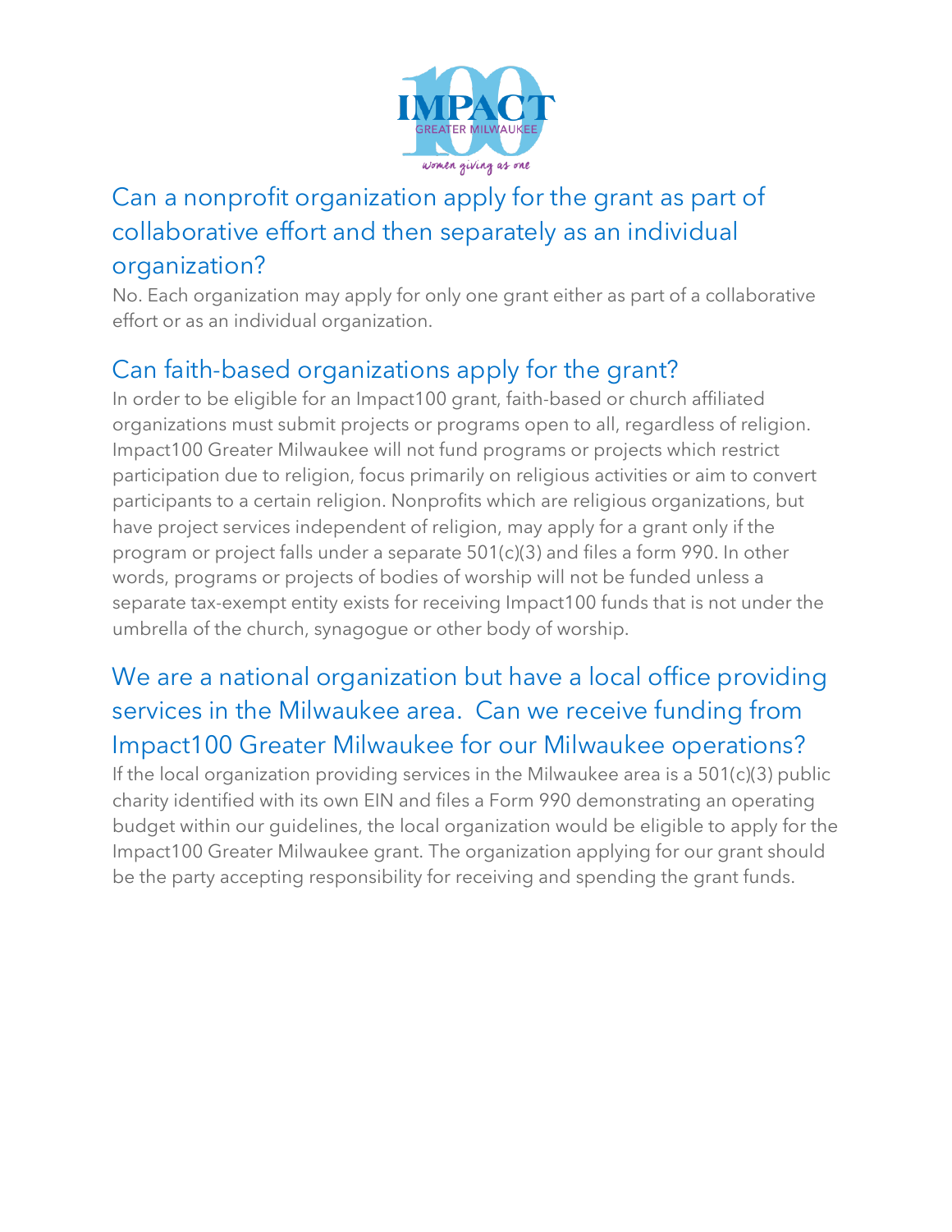## Can a nonprofit organization apply for the grant as part of collaborative effort and then separately as an individual organization?

No. Each organization may apply for only one grant either as part of a collaborative effort or as an individual organization.

## Can faith-based organizations apply for the grant?

In order to be eligible for an Impact100 grant, faith-based or church affiliated organizations must submit projects or programs open to all, regardless of religion. Impact100 Greater Milwaukee will not fund programs or projects which restrict participation due to religion, focus primarily on religious activities or aim to convert participants to a certain religion. Nonprofits which are religious organizations, but have project services independent of religion, may apply for a grant only if the program or project falls under a separate 501(c)(3) and files a form 990. In other words, programs or projects of bodies of worship will not be funded unless a separate tax-exempt entity exists for receiving Impact100 funds that is not under the umbrella of the church, synagogue or other body of worship.

## We are a national organization but have a local office providing services in the Milwaukee area. Can we receive funding from Impact100 Greater Milwaukee for our Milwaukee operations?

If the local organization providing services in the Milwaukee area is a 501(c)(3) public charity identified with its own EIN and files a Form 990 demonstrating an operating budget within our guidelines, the local organization would be eligible to apply for the Impact100 Greater Milwaukee grant. The organization applying for our grant should be the party accepting responsibility for receiving and spending the grant funds.